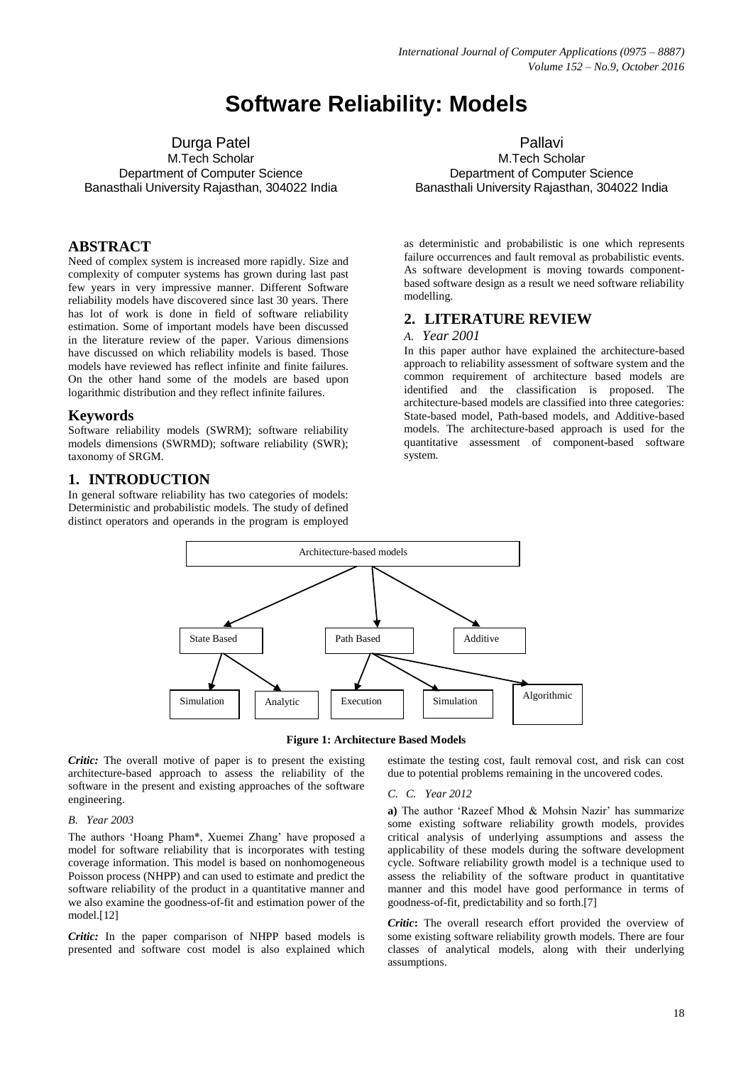# Software Reliability: Models

Durga Patel
M.Tech Scholar
Department of Computer Science
Banasthali University Rajasthan, 304022 India

Pallavi
M.Tech Scholar
Department of Computer Science
Banasthali University Rajasthan, 304022 India

## ABSTRACT

Need of complex system is increased more rapidly. Size and complexity of computer systems has grown during last past few years in very impressive manner. Different Software reliability models have discovered since last 30 years. There has lot of work is done in field of software reliability estimation. Some of important models have been discussed in the literature review of the paper. Various dimensions have discussed on which reliability models is based. Those models have reviewed has reflect infinite and finite failures. On the other hand some of the models are based upon logarithmic distribution and they reflect infinite failures.

## Keywords

Software reliability models (SWRM); software reliability models dimensions (SWRMD); software reliability (SWR); taxonomy of SRGM.

## 1. INTRODUCTION

In general software reliability has two categories of models: Deterministic and probabilistic models. The study of defined distinct operators and operands in the program is employed as deterministic and probabilistic is one which represents failure occurrences and fault removal as probabilistic events. As software development is moving towards component-based software design as a result we need software reliability modelling.

## 2. LITERATURE REVIEW

### *A. Year 2001*

In this paper author have explained the architecture-based approach to reliability assessment of software system and the common requirement of architecture based models are identified and the classification is proposed. The architecture-based models are classified into three categories: State-based model, Path-based models, and Additive-based models. The architecture-based approach is used for the quantitative assessment of component-based software system.

Architecture-based models
State Based
Path Based
Additive
Simulation
Analytic
Execution
Simulation
Algorithmic

**Figure 1: Architecture Based Models**

***Critic:*** The overall motive of paper is to present the existing architecture-based approach to assess the reliability of the software in the present and existing approaches of the software engineering.

### *B. Year 2003*

The authors 'Hoang Pham*, Xuemei Zhang' have proposed a model for software reliability that is incorporates with testing coverage information. This model is based on nonhomogeneous Poisson process (NHPP) and can used to estimate and predict the software reliability of the product in a quantitative manner and we also examine the goodness-of-fit and estimation power of the model.[12]

***Critic:*** In the paper comparison of NHPP based models is presented and software cost model is also explained which estimate the testing cost, fault removal cost, and risk can cost due to potential problems remaining in the uncovered codes.

### *C. C. Year 2012*

**a)** The author 'Razeef Mhod & Mohsin Nazir' has summarize some existing software reliability growth models, provides critical analysis of underlying assumptions and assess the applicability of these models during the software development cycle. Software reliability growth model is a technique used to assess the reliability of the software product in quantitative manner and this model have good performance in terms of goodness-of-fit, predictability and so forth.[7]

***Critic*:** The overall research effort provided the overview of some existing software reliability growth models. There are four classes of analytical models, along with their underlying assumptions.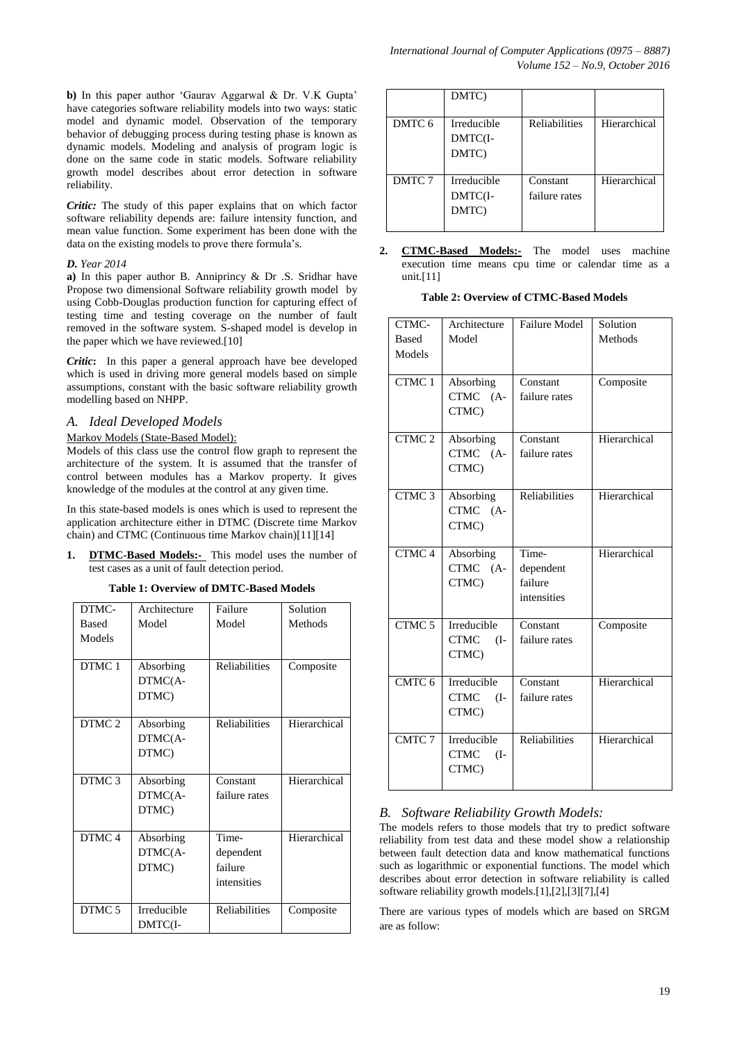**b)** In this paper author 'Gaurav Aggarwal & Dr. V.K Gupta' have categories software reliability models into two ways: static model and dynamic model. Observation of the temporary behavior of debugging process during testing phase is known as dynamic models. Modeling and analysis of program logic is done on the same code in static models. Software reliability growth model describes about error detection in software reliability.

***Critic:*** The study of this paper explains that on which factor software reliability depends are: failure intensity function, and mean value function. Some experiment has been done with the data on the existing models to prove there formula's.

### *D. Year 2014*

**a)** In this paper author B. Anniprincy & Dr .S. Sridhar have Propose two dimensional Software reliability growth model by using Cobb-Douglas production function for capturing effect of testing time and testing coverage on the number of fault removed in the software system. S-shaped model is develop in the paper which we have reviewed.[10]

***Critic*:** In this paper a general approach have bee developed which is used in driving more general models based on simple assumptions, constant with the basic software reliability growth modelling based on NHPP.

## *A. Ideal Developed Models*

Markov Models (State-Based Model):

Models of this class use the control flow graph to represent the architecture of the system. It is assumed that the transfer of control between modules has a Markov property. It gives knowledge of the modules at the control at any given time.

In this state-based models is ones which is used to represent the application architecture either in DTMC (Discrete time Markov chain) and CTMC (Continuous time Markov chain)[11][14]

1. **DTMC-Based Models:-** This model uses the number of test cases as a unit of fault detection period.

**Table 1: Overview of DMTC-Based Models**

| DTMC-Based Models | Architecture Model | Failure Model | Solution Methods |
|---|---|---|---|
| DTMC 1 | Absorbing DTMC(A-DTMC) | Reliabilities | Composite |
| DTMC 2 | Absorbing DTMC(A-DTMC) | Reliabilities | Hierarchical |
| DTMC 3 | Absorbing DTMC(A-DTMC) | Constant failure rates | Hierarchical |
| DTMC 4 | Absorbing DTMC(A-DTMC) | Time-dependent failure intensities | Hierarchical |
| DTMC 5 | Irreducible DMTC(I-DMTC) | Reliabilities | Composite |
| DMTC 6 | Irreducible DMTC(I-DMTC) | Reliabilities | Hierarchical |
| DMTC 7 | Irreducible DMTC(I-DMTC) | Constant failure rates | Hierarchical |

2. **CTMC-Based Models:-** The model uses machine execution time means cpu time or calendar time as a unit.[11]

**Table 2: Overview of CTMC-Based Models**

| CTMC-Based Models | Architecture Model | Failure Model | Solution Methods |
|---|---|---|---|
| CTMC 1 | Absorbing CTMC (A-CTMC) | Constant failure rates | Composite |
| CTMC 2 | Absorbing CTMC (A-CTMC) | Constant failure rates | Hierarchical |
| CTMC 3 | Absorbing CTMC (A-CTMC) | Reliabilities | Hierarchical |
| CTMC 4 | Absorbing CTMC (A-CTMC) | Time-dependent failure intensities | Hierarchical |
| CTMC 5 | Irreducible CTMC (I-CTMC) | Constant failure rates | Composite |
| CMTC 6 | Irreducible CTMC (I-CTMC) | Constant failure rates | Hierarchical |
| CMTC 7 | Irreducible CTMC (I-CTMC) | Reliabilities | Hierarchical |

## *B. Software Reliability Growth Models:*

The models refers to those models that try to predict software reliability from test data and these model show a relationship between fault detection data and know mathematical functions such as logarithmic or exponential functions. The model which describes about error detection in software reliability is called software reliability growth models.[1],[2],[3][7],[4]

There are various types of models which are based on SRGM are as follow: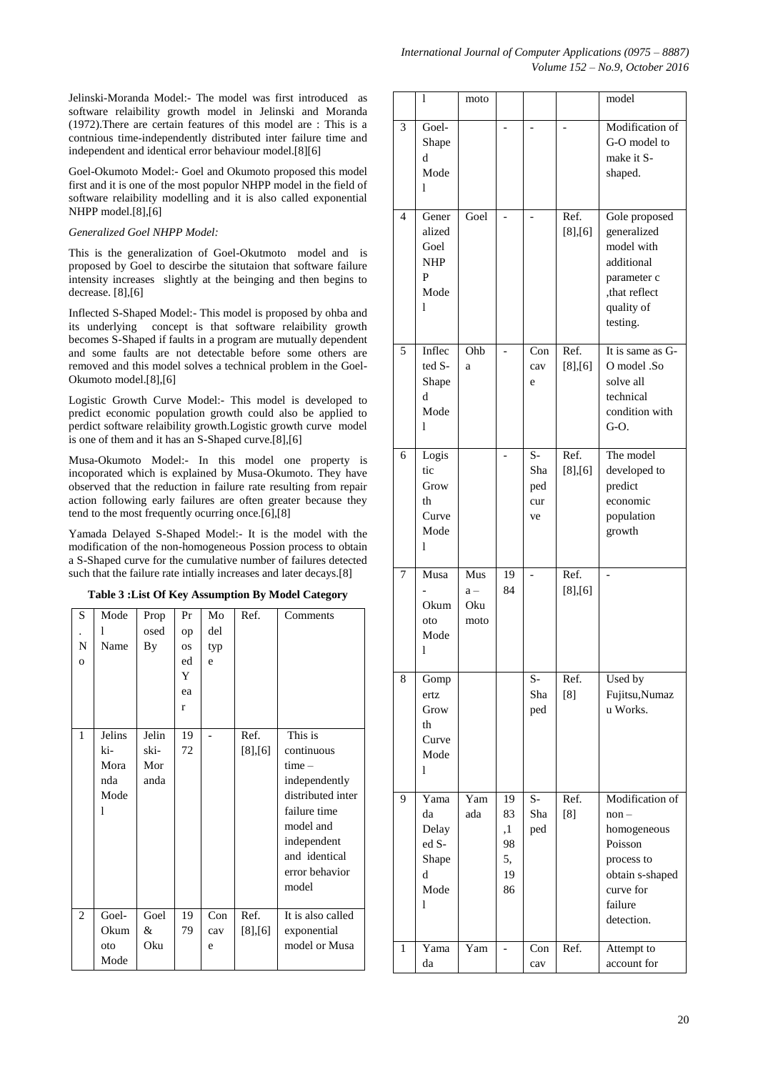Jelinski-Moranda Model:- The model was first introduced as software relaibility growth model in Jelinski and Moranda (1972).There are certain features of this model are : This is a contnious time-independently distributed inter failure time and independent and identical error behaviour model.[8][6]

Goel-Okumoto Model:- Goel and Okumoto proposed this model first and it is one of the most populor NHPP model in the field of software relaibility modelling and it is also called exponential NHPP model.[8],[6]

*Generalized Goel NHPP Model:*

This is the generalization of Goel-Okutmoto model and is proposed by Goel to descirbe the situtaion that software failure intensity increases slightly at the beinging and then begins to decrease. [8],[6]

Inflected S-Shaped Model:- This model is proposed by ohba and its underlying concept is that software relaibility growth becomes S-Shaped if faults in a program are mutually dependent and some faults are not detectable before some others are removed and this model solves a technical problem in the Goel-Okumoto model.[8],[6]

Logistic Growth Curve Model:- This model is developed to predict economic population growth could also be applied to perdict software relaibility growth.Logistic growth curve model is one of them and it has an S-Shaped curve.[8],[6]

Musa-Okumoto Model:- In this model one property is incoporated which is explained by Musa-Okumoto. They have observed that the reduction in failure rate resulting from repair action following early failures are often greater because they tend to the most frequently ocurring once.[6],[8]

Yamada Delayed S-Shaped Model:- It is the model with the modification of the non-homogeneous Possion process to obtain a S-Shaped curve for the cumulative number of failures detected such that the failure rate intially increases and later decays.[8]

**Table 3 :List Of Key Assumption By Model Category**

| S. No | Model Name | Proposed By | Proposed Year | Model type | Ref. | Comments |
|---|---|---|---|---|---|---|
| 1 | Jelinski-Moranda Model | Jelinski-Moranda | 1972 | - | Ref. [8],[6] | This is continuous time – independently distributed inter failure time model and independent and identical error behavior model |
| 2 | Goel-Okumoto Model | Goel & Okumoto | 1979 | Concave | Ref. [8],[6] | It is also called exponential model or Musa model |
| 3 | Goel-Shaped Model | | - | - | - | Modification of G-O model to make it S-shaped. |
| 4 | Generalized Goel NHPP Model | Goel | - | - | Ref. [8],[6] | Gole proposed generalized model with additional parameter c ,that reflect quality of testing. |
| 5 | Inflected S-Shaped Model | Ohba | - | Concave | Ref. [8],[6] | It is same as G-O model .So solve all technical condition with G-O. |
| 6 | Logistic Growth Curve Model | | - | S-Shaped curve | Ref. [8],[6] | The model developed to predict economic population growth |
| 7 | Musa-Okumoto Model | Musa – Okumoto | 1984 | - | Ref. [8],[6] | - |
| 8 | Gompertz Growth Curve Model | | | S-Shaped | Ref. [8] | Used by Fujitsu,Numazu Works. |
| 9 | Yamada Delayed S-Shaped Model | Yamada | 1983,1985,1986 | S-Shaped | Ref. [8] | Modification of non – homogeneous Poisson process to obtain s-shaped curve for failure detection. |
| 1 | Yamada | Yam | - | Concav | Ref. | Attempt to account for |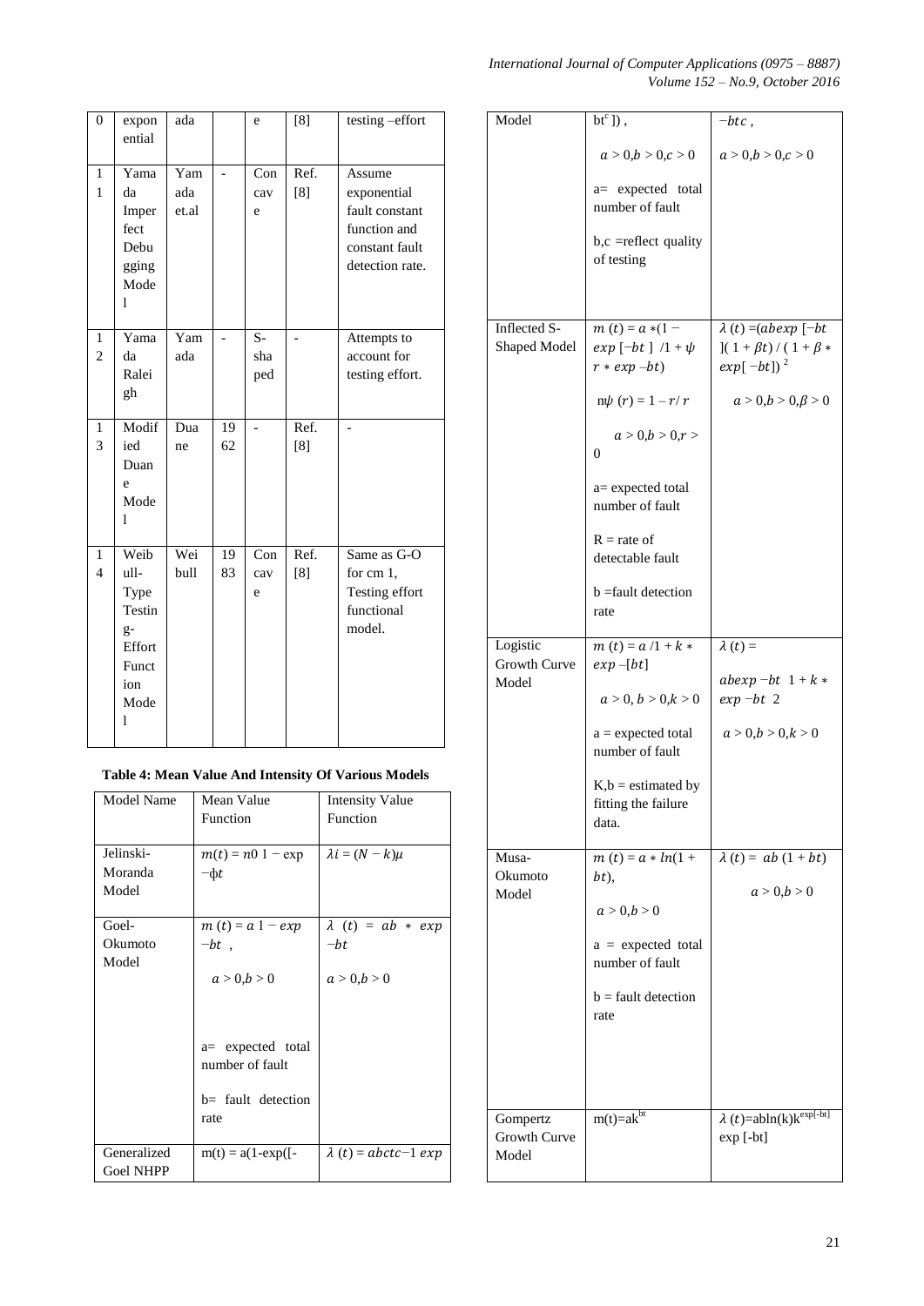| | | | | | | |
|---|---|---|---|---|---|---|
| 0 | exponential | ada | | e | [8] | testing –effort |
| 11 | Yamada Imperfect Debugging Model | Yamada et.al | - | Concave | Ref. [8] | Assume exponential fault constant function and constant fault detection rate. |
| 12 | Yamada Raleigh | Yamada | - | S-shaped | - | Attempts to account for testing effort. |
| 13 | Modified Duane Model | Duane | 1962 | - | Ref. [8] | - |
| 14 | Weibull-Type Testing-Effort Function Model | Weibull | 1983 | Concave | Ref. [8] | Same as G-O for cm 1, Testing effort functional model. |

**Table 4: Mean Value And Intensity Of Various Models**

| Model Name | Mean Value Function | Intensity Value Function |
|---|---|---|
| Jelinski-Moranda Model | $m(t) = n0\ 1 - \exp -\phi t$ | $\lambda i = (N - k)\mu$ |
| Goel-Okumoto Model | $m\ (t) = a\ 1 - exp\ -bt$ , $a > 0, b > 0$ a= expected total number of fault b= fault detection rate | $\lambda\ (t)\ =\ ab\ *\ exp\ -bt$ $a > 0, b > 0$ |
| Generalized Goel NHPP Model | m(t) = a(1-exp([- $bt^c$]) , $a > 0, b > 0, c > 0$ a= expected total number of fault b,c =reflect quality of testing | $\lambda\ (t) = abctc{-}1\ exp\ -btc$ , $a > 0, b > 0, c > 0$ |
| Inflected S-Shaped Model | $m\ (t) = a\ *(1 - exp\ [-bt\ ]\ /1 + \psi\ r * exp\ -bt)$ $\psi\ (r) = 1 - r/\ r$ $a > 0, b > 0, r > 0$ a= expected total number of fault R = rate of detectable fault b =fault detection rate | $\lambda\ (t)$ =($abexp$ [$-bt$ ]( $1 + \beta t$) / ( $1 + \beta * exp[-bt]$) $^2$ $a > 0, b > 0, \beta > 0$ |
| Logistic Growth Curve Model | $m\ (t) = a\ /1 + k * exp\ -[bt]$ $a > 0,\ b > 0, k > 0$ a = expected total number of fault K,b = estimated by fitting the failure data. | $\lambda\ (t) =$ $abexp\ -bt\ \ 1 + k * exp\ -bt\ \ 2$ $a > 0, b > 0, k > 0$ |
| Musa-Okumoto Model | $m\ (t) = a * ln(1 + bt)$, $a > 0, b > 0$ a = expected total number of fault b = fault detection rate | $\lambda\ (t) =\ ab\ (1 + bt)$ $a > 0, b > 0$ |
| Gompertz Growth Curve Model | $m(t)=ak^{bt}$ | $\lambda\ (t)$=abln(k)$k^{\exp[-bt]}$ exp [-bt] |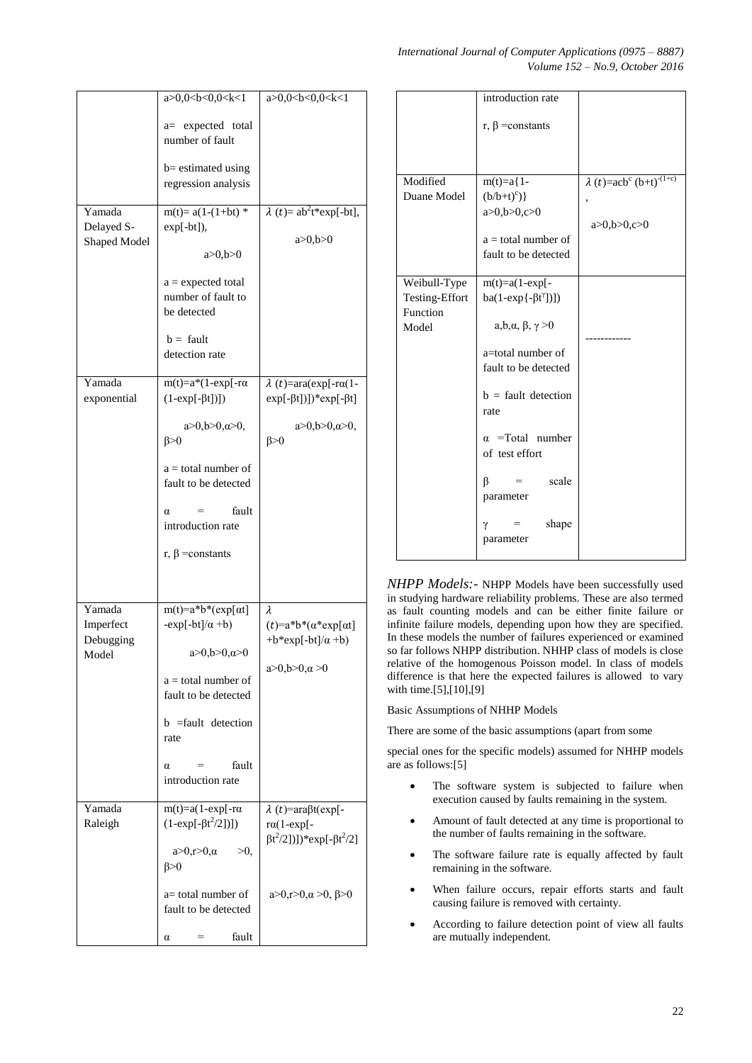| | | |
|---|---|---|
| | $a>0, 0<b<0, 0<k<1$<br><br>a= expected total number of fault<br><br>b= estimated using regression analysis | $a>0, 0<b<0, 0<k<1$ |
| Yamada Delayed S-Shaped Model | $m(t)= a(1-(1+bt) * \exp[-bt])$,<br><br>$a>0, b>0$<br><br>a = expected total number of fault to be detected<br><br>b = fault detection rate | $\lambda(t)= ab^2t*\exp[-bt]$,<br><br>$a>0, b>0$ |
| Yamada exponential | $m(t)=a*(1-\exp[-r\alpha(1-\exp[-\beta t])])$<br><br>$a>0, b>0, \alpha>0, \beta>0$<br><br>a = total number of fault to be detected<br><br>$\alpha$ = fault introduction rate<br><br>r, $\beta$ =constants | $\lambda(t)=ar\alpha(\exp[-r\alpha(1-\exp[-\beta t])])*\exp[-\beta t]$<br><br>$a>0, b>0, \alpha>0, \beta>0$ |
| Yamada Imperfect Debugging Model | $m(t)=a*b*(\exp[\alpha t] -\exp[-bt]/\alpha +b)$<br><br>$a>0, b>0, \alpha>0$<br><br>a = total number of fault to be detected<br><br>b =fault detection rate<br><br>$\alpha$ = fault introduction rate | $\lambda(t)=a*b*(\alpha*\exp[\alpha t] +b*\exp[-bt]/\alpha +b)$<br><br>$a>0, b>0, \alpha >0$ |
| Yamada Raleigh | $m(t)=a(1-\exp[-r\alpha(1-\exp[-\beta t^2/2])])$<br><br>$a>0, r>0, \alpha >0, \beta>0$<br><br>a= total number of fault to be detected<br><br>$\alpha$ = fault introduction rate<br><br>r, $\beta$ =constants | $\lambda(t)=ar\alpha\beta t(\exp[-r\alpha(1-\exp[-\beta t^2/2])])*\exp[-\beta t^2/2]$<br><br>$a>0, r>0, \alpha >0, \beta>0$ |
| Modified Duane Model | $m(t)=a\{1-(b/b+t)^c\}$<br>$a>0, b>0, c>0$<br><br>a = total number of fault to be detected | $\lambda(t)=acb^c (b+t)^{-(1+c)}$,<br><br>$a>0, b>0, c>0$ |
| Weibull-Type Testing-Effort Function Model | $m(t)=a(1-\exp[-ba(1-\exp\{-\beta t^\gamma\})])$<br><br>$a, b, \alpha, \beta, \gamma >0$<br><br>a=total number of fault to be detected<br><br>b = fault detection rate<br><br>$\alpha$ =Total number of test effort<br><br>$\beta$ = scale parameter<br><br>$\gamma$ = shape parameter | ------------ |

*NHPP Models:-* NHPP Models have been successfully used in studying hardware reliability problems. These are also termed as fault counting models and can be either finite failure or infinite failure models, depending upon how they are specified. In these models the number of failures experienced or examined so far follows NHPP distribution. NHHP class of models is close relative of the homogenous Poisson model. In class of models difference is that here the expected failures is allowed to vary with time.[5],[10],[9]

Basic Assumptions of NHHP Models

There are some of the basic assumptions (apart from some special ones for the specific models) assumed for NHHP models are as follows:[5]

- The software system is subjected to failure when execution caused by faults remaining in the system.
- Amount of fault detected at any time is proportional to the number of faults remaining in the software.
- The software failure rate is equally affected by fault remaining in the software.
- When failure occurs, repair efforts starts and fault causing failure is removed with certainty.
- According to failure detection point of view all faults are mutually independent.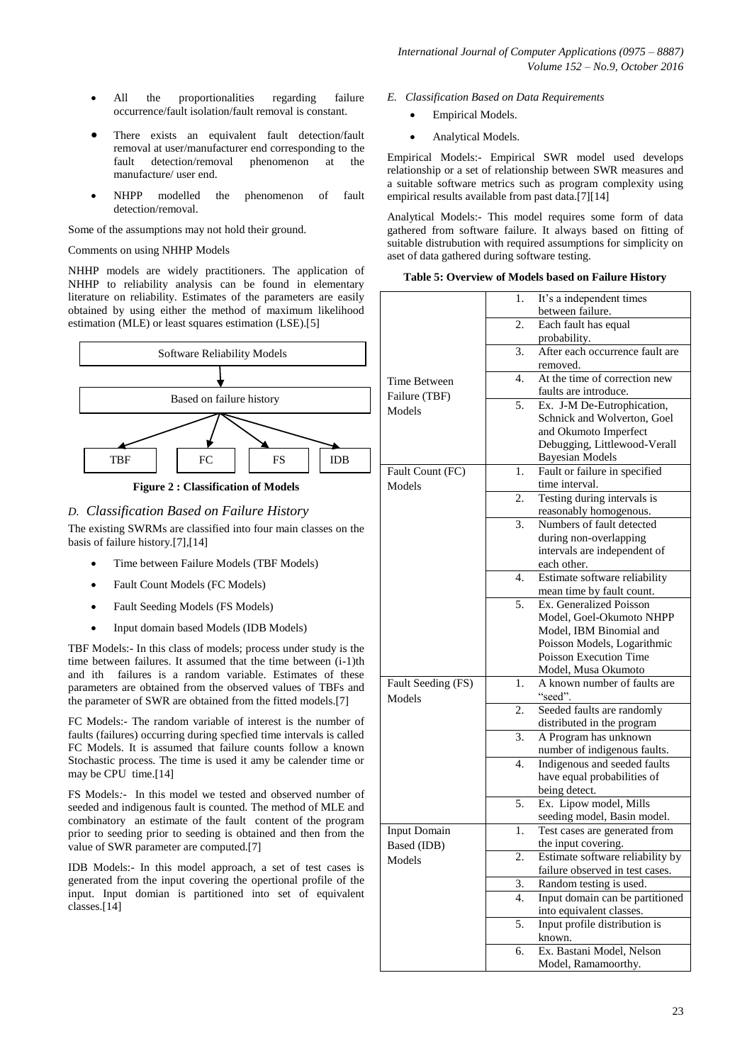- All the proportionalities regarding failure occurrence/fault isolation/fault removal is constant.
- There exists an equivalent fault detection/fault removal at user/manufacturer end corresponding to the fault detection/removal phenomenon at the manufacture/ user end.
- NHPP modelled the phenomenon of fault detection/removal.

Some of the assumptions may not hold their ground.

Comments on using NHHP Models

NHHP models are widely practitioners. The application of NHHP to reliability analysis can be found in elementary literature on reliability. Estimates of the parameters are easily obtained by using either the method of maximum likelihood estimation (MLE) or least squares estimation (LSE).[5]

Software Reliability Models

Based on failure history

TBF

FC

FS

IDB

**Figure 2 : Classification of Models**

### *D. Classification Based on Failure History*

The existing SWRMs are classified into four main classes on the basis of failure history.[7],[14]

- Time between Failure Models (TBF Models)
- Fault Count Models (FC Models)
- Fault Seeding Models (FS Models)
- Input domain based Models (IDB Models)

TBF Models:- In this class of models; process under study is the time between failures. It assumed that the time between (i-1)th and ith failures is a random variable. Estimates of these parameters are obtained from the observed values of TBFs and the parameter of SWR are obtained from the fitted models.[7]

FC Models:- The random variable of interest is the number of faults (failures) occurring during specfied time intervals is called FC Models. It is assumed that failure counts follow a known Stochastic process. The time is used it amy be calender time or may be CPU time.[14]

FS Models:- In this model we tested and observed number of seeded and indigenous fault is counted. The method of MLE and combinatory an estimate of the fault content of the program prior to seeding prior to seeding is obtained and then from the value of SWR parameter are computed.[7]

IDB Models:- In this model approach, a set of test cases is generated from the input covering the opertional profile of the input. Input domian is partitioned into set of equivalent classes.[14]

### *E. Classification Based on Data Requirements*

- Empirical Models.
- Analytical Models.

Empirical Models:- Empirical SWR model used develops relationship or a set of relationship between SWR measures and a suitable software metrics such as program complexity using empirical results available from past data.[7][14]

Analytical Models:- This model requires some form of data gathered from software failure. It always based on fitting of suitable distrubution with required assumptions for simplicity on aset of data gathered during software testing.

**Table 5: Overview of Models based on Failure History**

| | |
|---|---|
| Time Between Failure (TBF) Models | 1. It's a independent times between failure. |
| | 2. Each fault has equal probability. |
| | 3. After each occurrence fault are removed. |
| | 4. At the time of correction new faults are introduce. |
| | 5. Ex. J-M De-Eutrophication, Schnick and Wolverton, Goel and Okumoto Imperfect Debugging, Littlewood-Verall Bayesian Models |
| Fault Count (FC) Models | 1. Fault or failure in specified time interval. |
| | 2. Testing during intervals is reasonably homogenous. |
| | 3. Numbers of fault detected during non-overlapping intervals are independent of each other. |
| | 4. Estimate software reliability mean time by fault count. |
| | 5. Ex. Generalized Poisson Model, Goel-Okumoto NHPP Model, IBM Binomial and Poisson Models, Logarithmic Poisson Execution Time Model, Musa Okumoto |
| Fault Seeding (FS) Models | 1. A known number of faults are "seed". |
| | 2. Seeded faults are randomly distributed in the program |
| | 3. A Program has unknown number of indigenous faults. |
| | 4. Indigenous and seeded faults have equal probabilities of being detect. |
| | 5. Ex. Lipow model, Mills seeding model, Basin model. |
| Input Domain Based (IDB) Models | 1. Test cases are generated from the input covering. |
| | 2. Estimate software reliability by failure observed in test cases. |
| | 3. Random testing is used. |
| | 4. Input domain can be partitioned into equivalent classes. |
| | 5. Input profile distribution is known. |
| | 6. Ex. Bastani Model, Nelson Model, Ramamoorthy. |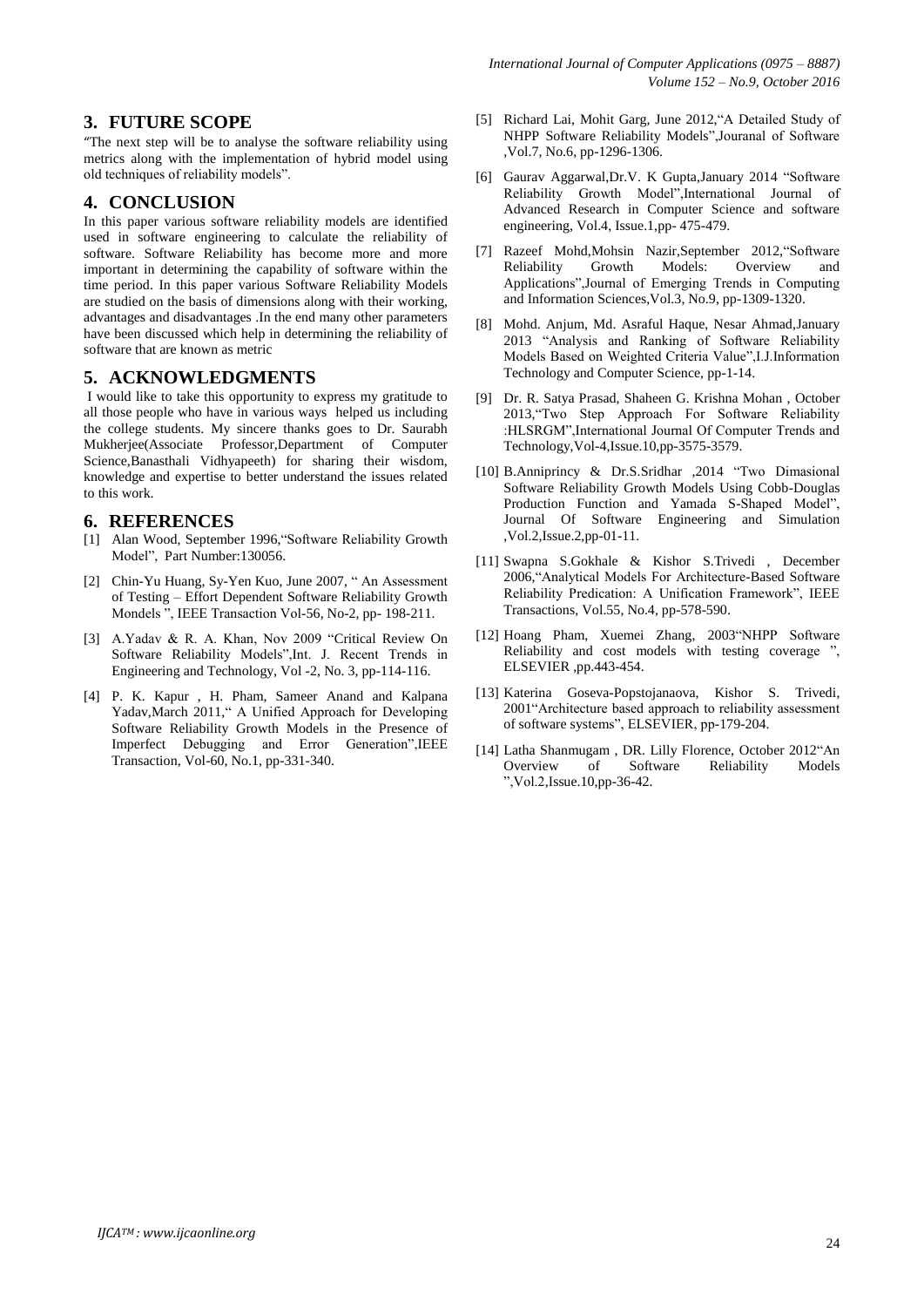## 3. FUTURE SCOPE

"The next step will be to analyse the software reliability using metrics along with the implementation of hybrid model using old techniques of reliability models".

## 4. CONCLUSION

In this paper various software reliability models are identified used in software engineering to calculate the reliability of software. Software Reliability has become more and more important in determining the capability of software within the time period. In this paper various Software Reliability Models are studied on the basis of dimensions along with their working, advantages and disadvantages .In the end many other parameters have been discussed which help in determining the reliability of software that are known as metric

## 5. ACKNOWLEDGMENTS

I would like to take this opportunity to express my gratitude to all those people who have in various ways helped us including the college students. My sincere thanks goes to Dr. Saurabh Mukherjee(Associate Professor,Department of Computer Science,Banasthali Vidhyapeeth) for sharing their wisdom, knowledge and expertise to better understand the issues related to this work.

## 6. REFERENCES

[1] Alan Wood, September 1996,"Software Reliability Growth Model", Part Number:130056.

[2] Chin-Yu Huang, Sy-Yen Kuo, June 2007, " An Assessment of Testing – Effort Dependent Software Reliability Growth Mondels ", IEEE Transaction Vol-56, No-2, pp- 198-211.

[3] A.Yadav & R. A. Khan, Nov 2009 "Critical Review On Software Reliability Models",Int. J. Recent Trends in Engineering and Technology, Vol -2, No. 3, pp-114-116.

[4] P. K. Kapur , H. Pham, Sameer Anand and Kalpana Yadav,March 2011," A Unified Approach for Developing Software Reliability Growth Models in the Presence of Imperfect Debugging and Error Generation",IEEE Transaction, Vol-60, No.1, pp-331-340.

[5] Richard Lai, Mohit Garg, June 2012,"A Detailed Study of NHPP Software Reliability Models",Jouranal of Software ,Vol.7, No.6, pp-1296-1306.

[6] Gaurav Aggarwal,Dr.V. K Gupta,January 2014 "Software Reliability Growth Model",International Journal of Advanced Research in Computer Science and software engineering, Vol.4, Issue.1,pp- 475-479.

[7] Razeef Mohd,Mohsin Nazir,September 2012,"Software Reliability Growth Models: Overview and Applications",Journal of Emerging Trends in Computing and Information Sciences,Vol.3, No.9, pp-1309-1320.

[8] Mohd. Anjum, Md. Asraful Haque, Nesar Ahmad,January 2013 "Analysis and Ranking of Software Reliability Models Based on Weighted Criteria Value",I.J.Information Technology and Computer Science, pp-1-14.

[9] Dr. R. Satya Prasad, Shaheen G. Krishna Mohan , October 2013,"Two Step Approach For Software Reliability :HLSRGM",International Journal Of Computer Trends and Technology,Vol-4,Issue.10,pp-3575-3579.

[10] B.Anniprincy & Dr.S.Sridhar ,2014 "Two Dimasional Software Reliability Growth Models Using Cobb-Douglas Production Function and Yamada S-Shaped Model", Journal Of Software Engineering and Simulation ,Vol.2,Issue.2,pp-01-11.

[11] Swapna S.Gokhale & Kishor S.Trivedi , December 2006,"Analytical Models For Architecture-Based Software Reliability Predication: A Unification Framework", IEEE Transactions, Vol.55, No.4, pp-578-590.

[12] Hoang Pham, Xuemei Zhang, 2003"NHPP Software Reliability and cost models with testing coverage ", ELSEVIER ,pp.443-454.

[13] Katerina Goseva-Popstojanaova, Kishor S. Trivedi, 2001"Architecture based approach to reliability assessment of software systems", ELSEVIER, pp-179-204.

[14] Latha Shanmugam , DR. Lilly Florence, October 2012"An Overview of Software Reliability Models ",Vol.2,Issue.10,pp-36-42.